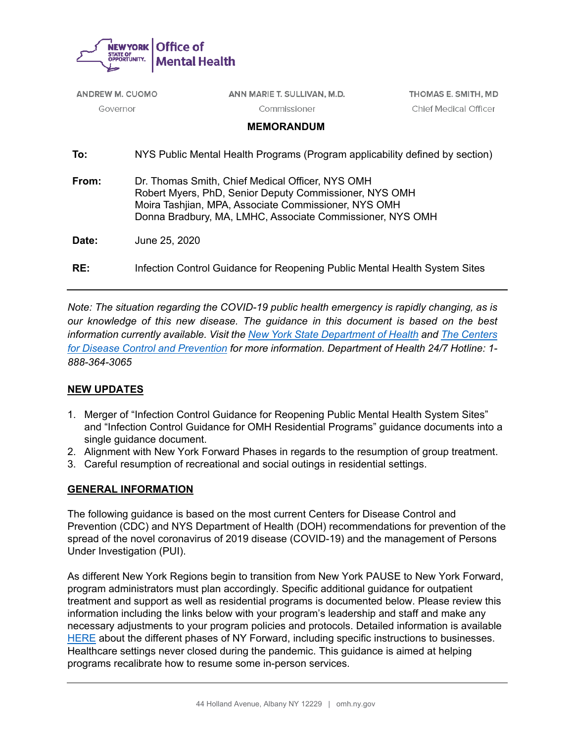NEW YORK STATE OF OPPORTUNITY | Office of Mental Health

ANDREW M. CUOMO
Governor

ANN MARIE T. SULLIVAN, M.D.
Commissioner

THOMAS E. SMITH, MD
Chief Medical Officer

## MEMORANDUM

**To:** NYS Public Mental Health Programs (Program applicability defined by section)

**From:** Dr. Thomas Smith, Chief Medical Officer, NYS OMH
Robert Myers, PhD, Senior Deputy Commissioner, NYS OMH
Moira Tashjian, MPA, Associate Commissioner, NYS OMH
Donna Bradbury, MA, LMHC, Associate Commissioner, NYS OMH

**Date:** June 25, 2020

**RE:** Infection Control Guidance for Reopening Public Mental Health System Sites

---

*Note: The situation regarding the COVID-19 public health emergency is rapidly changing, as is our knowledge of this new disease. The guidance in this document is based on the best information currently available. Visit the [New York State Department of Health]() and [The Centers for Disease Control and Prevention]() for more information. Department of Health 24/7 Hotline: 1-888-364-3065*

## NEW UPDATES

1. Merger of "Infection Control Guidance for Reopening Public Mental Health System Sites" and "Infection Control Guidance for OMH Residential Programs" guidance documents into a single guidance document.
2. Alignment with New York Forward Phases in regards to the resumption of group treatment.
3. Careful resumption of recreational and social outings in residential settings.

## GENERAL INFORMATION

The following guidance is based on the most current Centers for Disease Control and Prevention (CDC) and NYS Department of Health (DOH) recommendations for prevention of the spread of the novel coronavirus of 2019 disease (COVID-19) and the management of Persons Under Investigation (PUI).

As different New York Regions begin to transition from New York PAUSE to New York Forward, program administrators must plan accordingly. Specific additional guidance for outpatient treatment and support as well as residential programs is documented below. Please review this information including the links below with your program's leadership and staff and make any necessary adjustments to your program policies and protocols. Detailed information is available [HERE]() about the different phases of NY Forward, including specific instructions to businesses. Healthcare settings never closed during the pandemic. This guidance is aimed at helping programs recalibrate how to resume some in-person services.

---

44 Holland Avenue, Albany NY 12229 | omh.ny.gov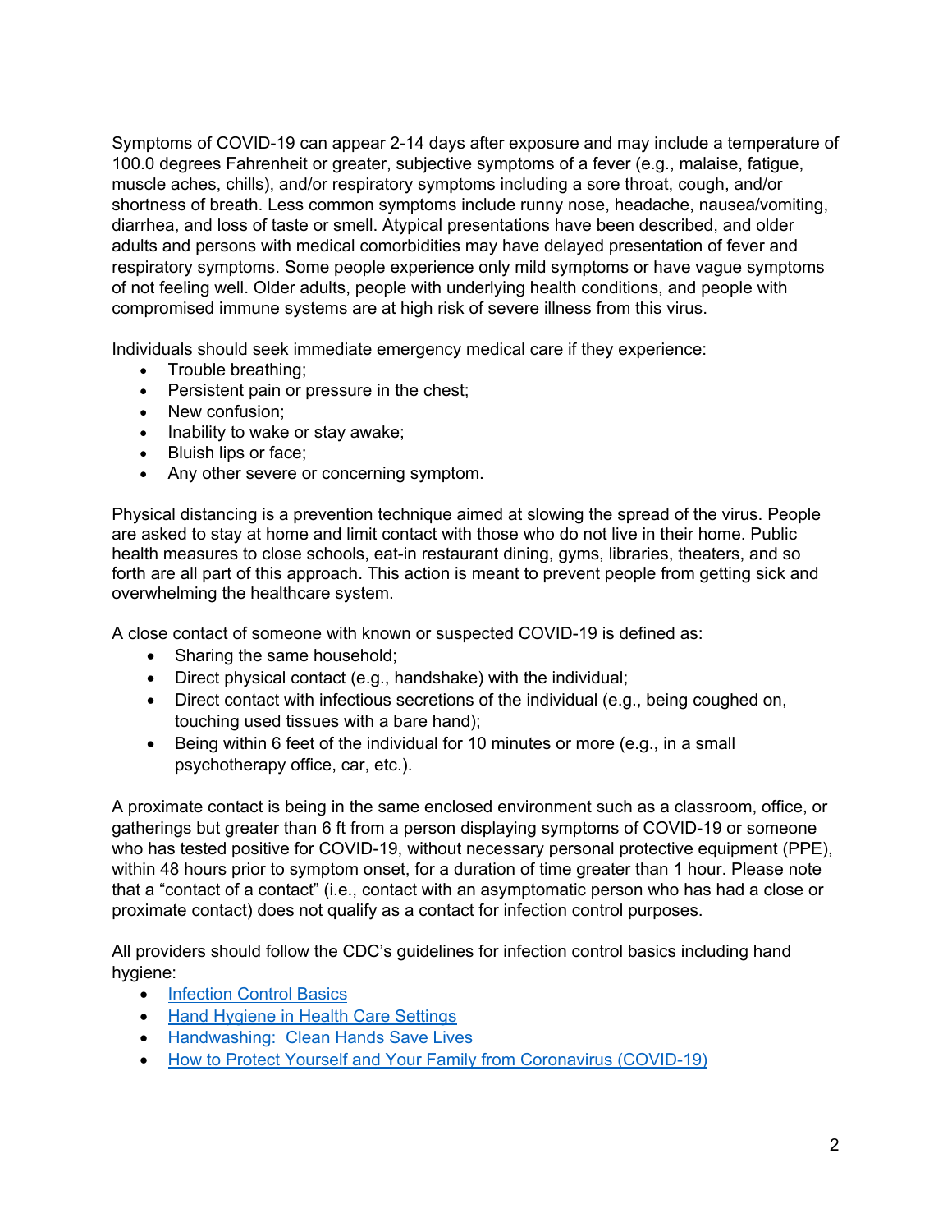Symptoms of COVID-19 can appear 2-14 days after exposure and may include a temperature of 100.0 degrees Fahrenheit or greater, subjective symptoms of a fever (e.g., malaise, fatigue, muscle aches, chills), and/or respiratory symptoms including a sore throat, cough, and/or shortness of breath. Less common symptoms include runny nose, headache, nausea/vomiting, diarrhea, and loss of taste or smell. Atypical presentations have been described, and older adults and persons with medical comorbidities may have delayed presentation of fever and respiratory symptoms. Some people experience only mild symptoms or have vague symptoms of not feeling well. Older adults, people with underlying health conditions, and people with compromised immune systems are at high risk of severe illness from this virus.

Individuals should seek immediate emergency medical care if they experience:

- Trouble breathing;
- Persistent pain or pressure in the chest;
- New confusion;
- Inability to wake or stay awake;
- Bluish lips or face;
- Any other severe or concerning symptom.

Physical distancing is a prevention technique aimed at slowing the spread of the virus. People are asked to stay at home and limit contact with those who do not live in their home. Public health measures to close schools, eat-in restaurant dining, gyms, libraries, theaters, and so forth are all part of this approach. This action is meant to prevent people from getting sick and overwhelming the healthcare system.

A close contact of someone with known or suspected COVID-19 is defined as:

- Sharing the same household;
- Direct physical contact (e.g., handshake) with the individual;
- Direct contact with infectious secretions of the individual (e.g., being coughed on, touching used tissues with a bare hand);
- Being within 6 feet of the individual for 10 minutes or more (e.g., in a small psychotherapy office, car, etc.).

A proximate contact is being in the same enclosed environment such as a classroom, office, or gatherings but greater than 6 ft from a person displaying symptoms of COVID-19 or someone who has tested positive for COVID-19, without necessary personal protective equipment (PPE), within 48 hours prior to symptom onset, for a duration of time greater than 1 hour. Please note that a "contact of a contact" (i.e., contact with an asymptomatic person who has had a close or proximate contact) does not qualify as a contact for infection control purposes.

All providers should follow the CDC's guidelines for infection control basics including hand hygiene:

- Infection Control Basics
- Hand Hygiene in Health Care Settings
- Handwashing: Clean Hands Save Lives
- How to Protect Yourself and Your Family from Coronavirus (COVID-19)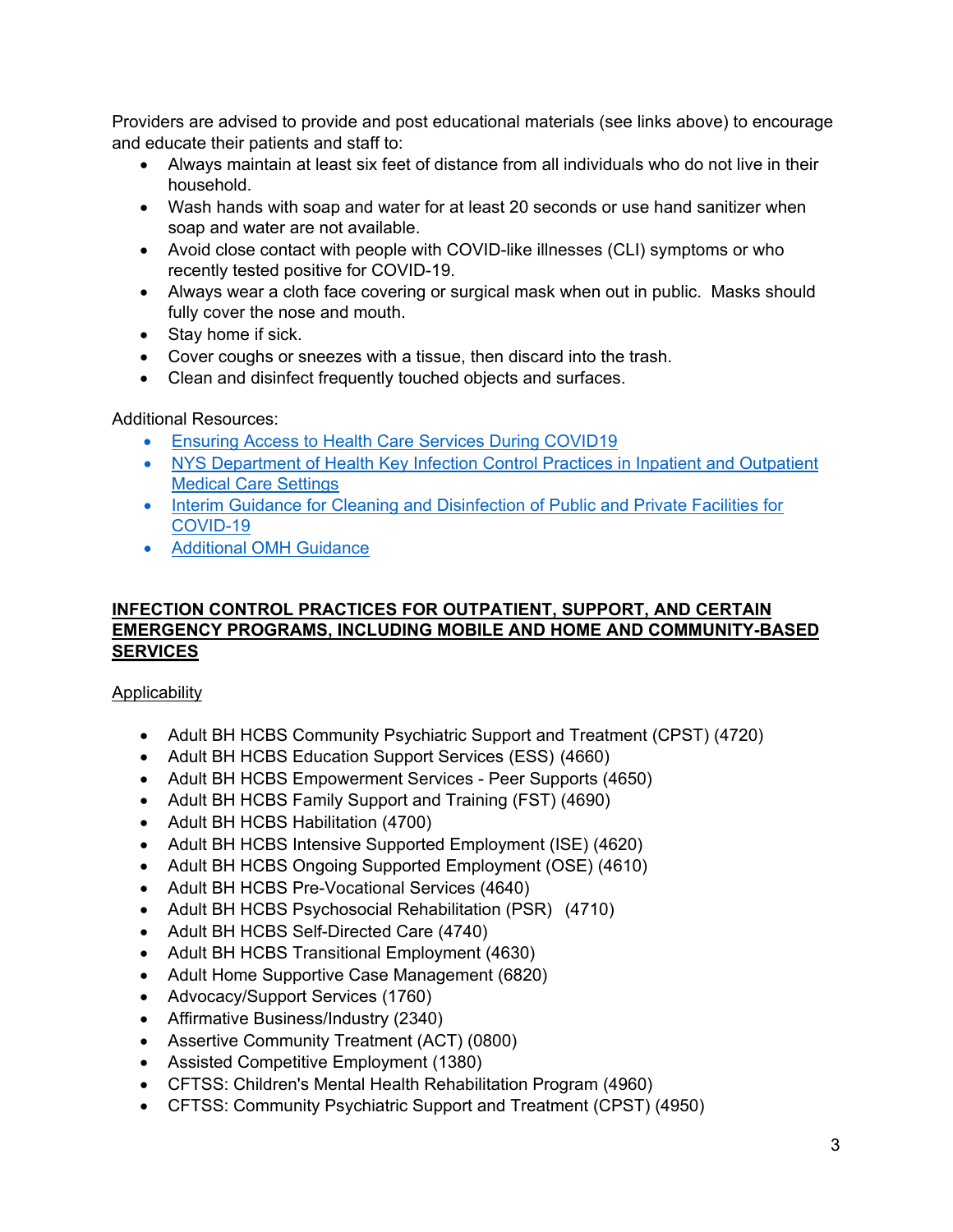Providers are advised to provide and post educational materials (see links above) to encourage and educate their patients and staff to:

- Always maintain at least six feet of distance from all individuals who do not live in their household.
- Wash hands with soap and water for at least 20 seconds or use hand sanitizer when soap and water are not available.
- Avoid close contact with people with COVID-like illnesses (CLI) symptoms or who recently tested positive for COVID-19.
- Always wear a cloth face covering or surgical mask when out in public. Masks should fully cover the nose and mouth.
- Stay home if sick.
- Cover coughs or sneezes with a tissue, then discard into the trash.
- Clean and disinfect frequently touched objects and surfaces.

Additional Resources:

- Ensuring Access to Health Care Services During COVID19
- NYS Department of Health Key Infection Control Practices in Inpatient and Outpatient Medical Care Settings
- Interim Guidance for Cleaning and Disinfection of Public and Private Facilities for COVID-19
- Additional OMH Guidance

## INFECTION CONTROL PRACTICES FOR OUTPATIENT, SUPPORT, AND CERTAIN EMERGENCY PROGRAMS, INCLUDING MOBILE AND HOME AND COMMUNITY-BASED SERVICES

Applicability

- Adult BH HCBS Community Psychiatric Support and Treatment (CPST) (4720)
- Adult BH HCBS Education Support Services (ESS) (4660)
- Adult BH HCBS Empowerment Services - Peer Supports (4650)
- Adult BH HCBS Family Support and Training (FST) (4690)
- Adult BH HCBS Habilitation (4700)
- Adult BH HCBS Intensive Supported Employment (ISE) (4620)
- Adult BH HCBS Ongoing Supported Employment (OSE) (4610)
- Adult BH HCBS Pre-Vocational Services (4640)
- Adult BH HCBS Psychosocial Rehabilitation (PSR) (4710)
- Adult BH HCBS Self-Directed Care (4740)
- Adult BH HCBS Transitional Employment (4630)
- Adult Home Supportive Case Management (6820)
- Advocacy/Support Services (1760)
- Affirmative Business/Industry (2340)
- Assertive Community Treatment (ACT) (0800)
- Assisted Competitive Employment (1380)
- CFTSS: Children's Mental Health Rehabilitation Program (4960)
- CFTSS: Community Psychiatric Support and Treatment (CPST) (4950)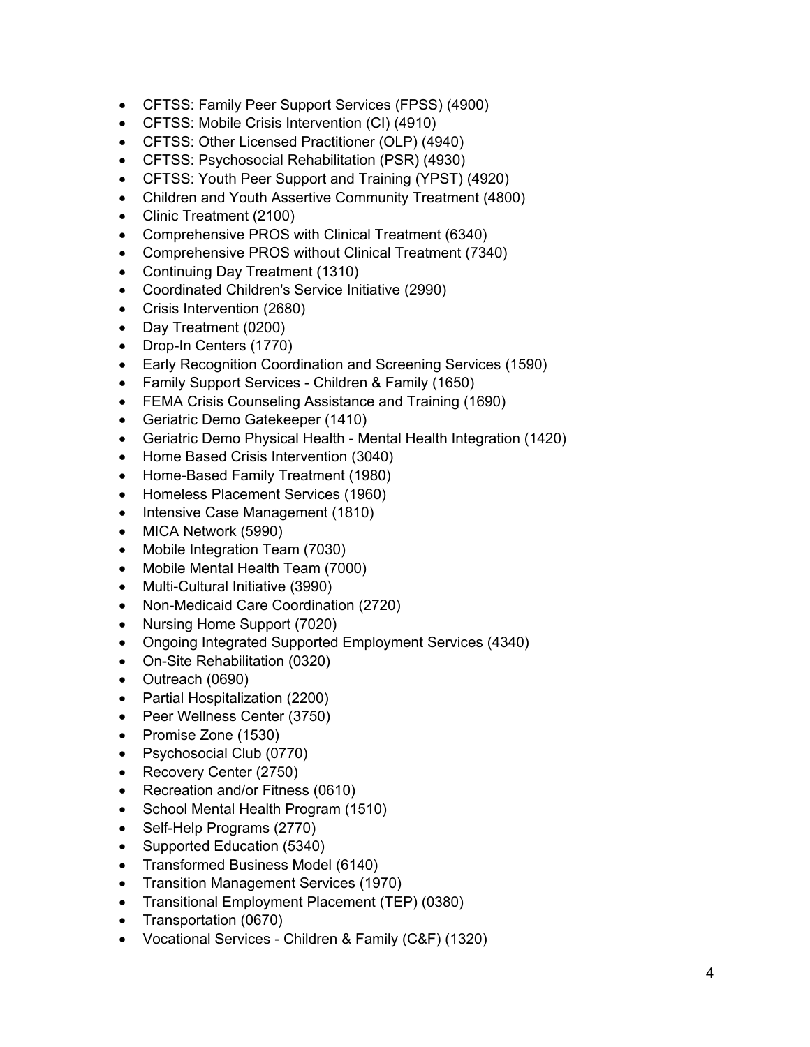- CFTSS: Family Peer Support Services (FPSS) (4900)
- CFTSS: Mobile Crisis Intervention (CI) (4910)
- CFTSS: Other Licensed Practitioner (OLP) (4940)
- CFTSS: Psychosocial Rehabilitation (PSR) (4930)
- CFTSS: Youth Peer Support and Training (YPST) (4920)
- Children and Youth Assertive Community Treatment (4800)
- Clinic Treatment (2100)
- Comprehensive PROS with Clinical Treatment (6340)
- Comprehensive PROS without Clinical Treatment (7340)
- Continuing Day Treatment (1310)
- Coordinated Children's Service Initiative (2990)
- Crisis Intervention (2680)
- Day Treatment (0200)
- Drop-In Centers (1770)
- Early Recognition Coordination and Screening Services (1590)
- Family Support Services - Children & Family (1650)
- FEMA Crisis Counseling Assistance and Training (1690)
- Geriatric Demo Gatekeeper (1410)
- Geriatric Demo Physical Health - Mental Health Integration (1420)
- Home Based Crisis Intervention (3040)
- Home-Based Family Treatment (1980)
- Homeless Placement Services (1960)
- Intensive Case Management (1810)
- MICA Network (5990)
- Mobile Integration Team (7030)
- Mobile Mental Health Team (7000)
- Multi-Cultural Initiative (3990)
- Non-Medicaid Care Coordination (2720)
- Nursing Home Support (7020)
- Ongoing Integrated Supported Employment Services (4340)
- On-Site Rehabilitation (0320)
- Outreach (0690)
- Partial Hospitalization (2200)
- Peer Wellness Center (3750)
- Promise Zone (1530)
- Psychosocial Club (0770)
- Recovery Center (2750)
- Recreation and/or Fitness (0610)
- School Mental Health Program (1510)
- Self-Help Programs (2770)
- Supported Education (5340)
- Transformed Business Model (6140)
- Transition Management Services (1970)
- Transitional Employment Placement (TEP) (0380)
- Transportation (0670)
- Vocational Services - Children & Family (C&F) (1320)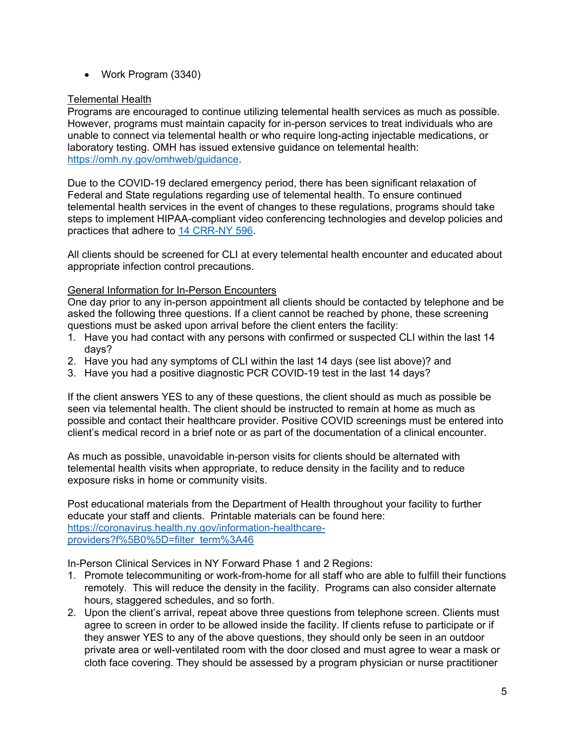- Work Program (3340)

Telemental Health

Programs are encouraged to continue utilizing telemental health services as much as possible. However, programs must maintain capacity for in-person services to treat individuals who are unable to connect via telemental health or who require long-acting injectable medications, or laboratory testing. OMH has issued extensive guidance on telemental health: [https://omh.ny.gov/omhweb/guidance](https://omh.ny.gov/omhweb/guidance).

Due to the COVID-19 declared emergency period, there has been significant relaxation of Federal and State regulations regarding use of telemental health. To ensure continued telemental health services in the event of changes to these regulations, programs should take steps to implement HIPAA-compliant video conferencing technologies and develop policies and practices that adhere to 14 CRR-NY 596.

All clients should be screened for CLI at every telemental health encounter and educated about appropriate infection control precautions.

General Information for In-Person Encounters

One day prior to any in-person appointment all clients should be contacted by telephone and be asked the following three questions. If a client cannot be reached by phone, these screening questions must be asked upon arrival before the client enters the facility:

1. Have you had contact with any persons with confirmed or suspected CLI within the last 14 days?
2. Have you had any symptoms of CLI within the last 14 days (see list above)? and
3. Have you had a positive diagnostic PCR COVID-19 test in the last 14 days?

If the client answers YES to any of these questions, the client should as much as possible be seen via telemental health. The client should be instructed to remain at home as much as possible and contact their healthcare provider. Positive COVID screenings must be entered into client's medical record in a brief note or as part of the documentation of a clinical encounter.

As much as possible, unavoidable in-person visits for clients should be alternated with telemental health visits when appropriate, to reduce density in the facility and to reduce exposure risks in home or community visits.

Post educational materials from the Department of Health throughout your facility to further educate your staff and clients. Printable materials can be found here: [https://coronavirus.health.ny.gov/information-healthcare-providers?f%5B0%5D=filter_term%3A46](https://coronavirus.health.ny.gov/information-healthcare-providers?f%5B0%5D=filter_term%3A46)

In-Person Clinical Services in NY Forward Phase 1 and 2 Regions:

1. Promote telecommuniting or work-from-home for all staff who are able to fulfill their functions remotely. This will reduce the density in the facility. Programs can also consider alternate hours, staggered schedules, and so forth.
2. Upon the client's arrival, repeat above three questions from telephone screen. Clients must agree to screen in order to be allowed inside the facility. If clients refuse to participate or if they answer YES to any of the above questions, they should only be seen in an outdoor private area or well-ventilated room with the door closed and must agree to wear a mask or cloth face covering. They should be assessed by a program physician or nurse practitioner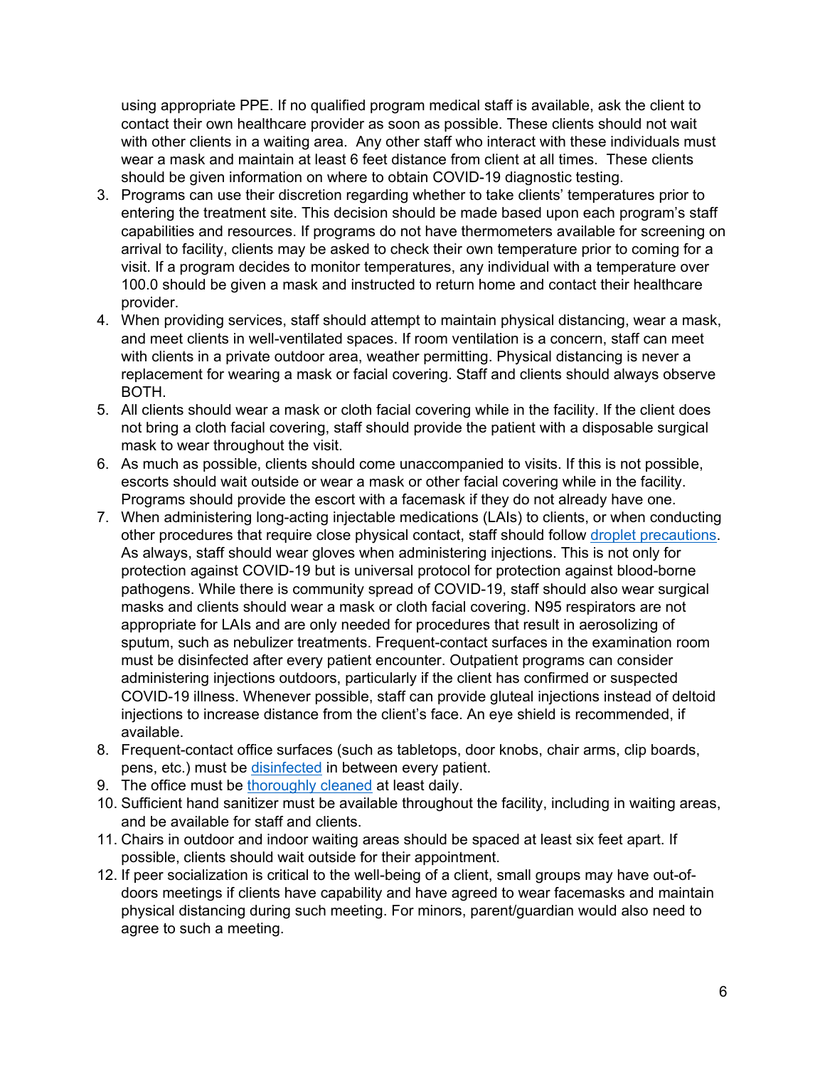using appropriate PPE. If no qualified program medical staff is available, ask the client to contact their own healthcare provider as soon as possible. These clients should not wait with other clients in a waiting area. Any other staff who interact with these individuals must wear a mask and maintain at least 6 feet distance from client at all times. These clients should be given information on where to obtain COVID-19 diagnostic testing.

3. Programs can use their discretion regarding whether to take clients' temperatures prior to entering the treatment site. This decision should be made based upon each program's staff capabilities and resources. If programs do not have thermometers available for screening on arrival to facility, clients may be asked to check their own temperature prior to coming for a visit. If a program decides to monitor temperatures, any individual with a temperature over 100.0 should be given a mask and instructed to return home and contact their healthcare provider.
4. When providing services, staff should attempt to maintain physical distancing, wear a mask, and meet clients in well-ventilated spaces. If room ventilation is a concern, staff can meet with clients in a private outdoor area, weather permitting. Physical distancing is never a replacement for wearing a mask or facial covering. Staff and clients should always observe BOTH.
5. All clients should wear a mask or cloth facial covering while in the facility. If the client does not bring a cloth facial covering, staff should provide the patient with a disposable surgical mask to wear throughout the visit.
6. As much as possible, clients should come unaccompanied to visits. If this is not possible, escorts should wait outside or wear a mask or other facial covering while in the facility. Programs should provide the escort with a facemask if they do not already have one.
7. When administering long-acting injectable medications (LAIs) to clients, or when conducting other procedures that require close physical contact, staff should follow droplet precautions. As always, staff should wear gloves when administering injections. This is not only for protection against COVID-19 but is universal protocol for protection against blood-borne pathogens. While there is community spread of COVID-19, staff should also wear surgical masks and clients should wear a mask or cloth facial covering. N95 respirators are not appropriate for LAIs and are only needed for procedures that result in aerosolizing of sputum, such as nebulizer treatments. Frequent-contact surfaces in the examination room must be disinfected after every patient encounter. Outpatient programs can consider administering injections outdoors, particularly if the client has confirmed or suspected COVID-19 illness. Whenever possible, staff can provide gluteal injections instead of deltoid injections to increase distance from the client's face. An eye shield is recommended, if available.
8. Frequent-contact office surfaces (such as tabletops, door knobs, chair arms, clip boards, pens, etc.) must be disinfected in between every patient.
9. The office must be thoroughly cleaned at least daily.
10. Sufficient hand sanitizer must be available throughout the facility, including in waiting areas, and be available for staff and clients.
11. Chairs in outdoor and indoor waiting areas should be spaced at least six feet apart. If possible, clients should wait outside for their appointment.
12. If peer socialization is critical to the well-being of a client, small groups may have out-of-doors meetings if clients have capability and have agreed to wear facemasks and maintain physical distancing during such meeting. For minors, parent/guardian would also need to agree to such a meeting.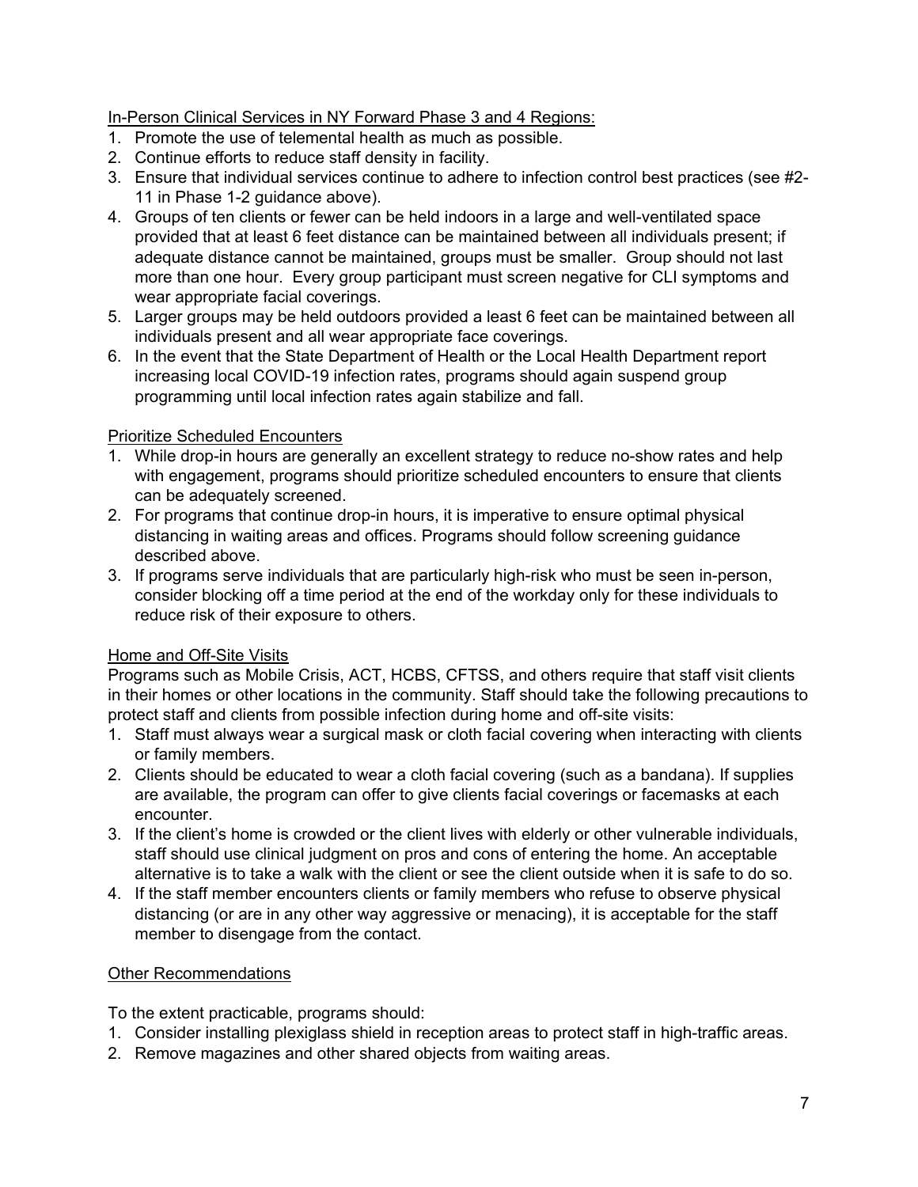In-Person Clinical Services in NY Forward Phase 3 and 4 Regions:

1. Promote the use of telemental health as much as possible.
2. Continue efforts to reduce staff density in facility.
3. Ensure that individual services continue to adhere to infection control best practices (see #2-11 in Phase 1-2 guidance above).
4. Groups of ten clients or fewer can be held indoors in a large and well-ventilated space provided that at least 6 feet distance can be maintained between all individuals present; if adequate distance cannot be maintained, groups must be smaller. Group should not last more than one hour. Every group participant must screen negative for CLI symptoms and wear appropriate facial coverings.
5. Larger groups may be held outdoors provided a least 6 feet can be maintained between all individuals present and all wear appropriate face coverings.
6. In the event that the State Department of Health or the Local Health Department report increasing local COVID-19 infection rates, programs should again suspend group programming until local infection rates again stabilize and fall.

Prioritize Scheduled Encounters

1. While drop-in hours are generally an excellent strategy to reduce no-show rates and help with engagement, programs should prioritize scheduled encounters to ensure that clients can be adequately screened.
2. For programs that continue drop-in hours, it is imperative to ensure optimal physical distancing in waiting areas and offices. Programs should follow screening guidance described above.
3. If programs serve individuals that are particularly high-risk who must be seen in-person, consider blocking off a time period at the end of the workday only for these individuals to reduce risk of their exposure to others.

Home and Off-Site Visits

Programs such as Mobile Crisis, ACT, HCBS, CFTSS, and others require that staff visit clients in their homes or other locations in the community. Staff should take the following precautions to protect staff and clients from possible infection during home and off-site visits:

1. Staff must always wear a surgical mask or cloth facial covering when interacting with clients or family members.
2. Clients should be educated to wear a cloth facial covering (such as a bandana). If supplies are available, the program can offer to give clients facial coverings or facemasks at each encounter.
3. If the client's home is crowded or the client lives with elderly or other vulnerable individuals, staff should use clinical judgment on pros and cons of entering the home. An acceptable alternative is to take a walk with the client or see the client outside when it is safe to do so.
4. If the staff member encounters clients or family members who refuse to observe physical distancing (or are in any other way aggressive or menacing), it is acceptable for the staff member to disengage from the contact.

Other Recommendations

To the extent practicable, programs should:

1. Consider installing plexiglass shield in reception areas to protect staff in high-traffic areas.
2. Remove magazines and other shared objects from waiting areas.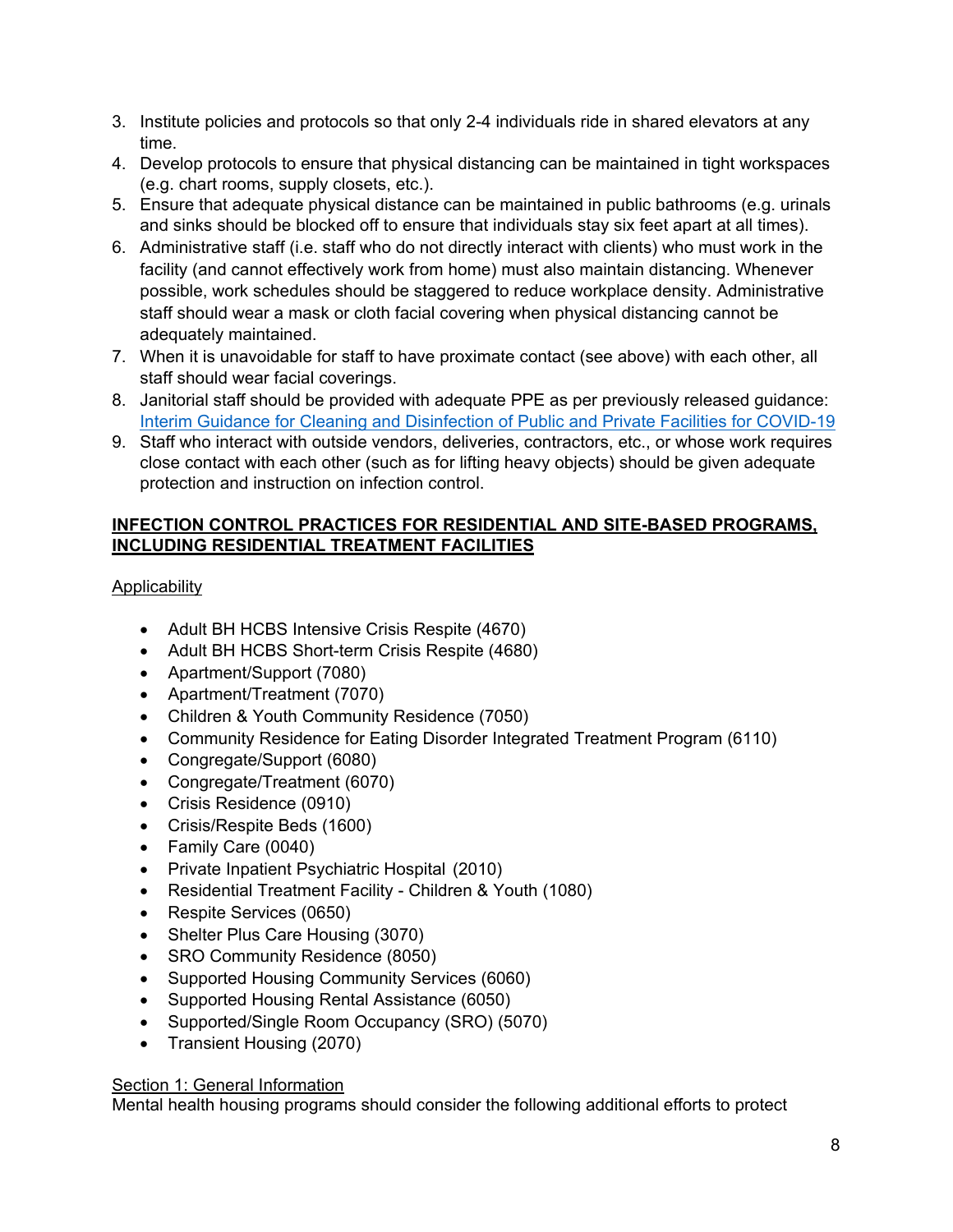3. Institute policies and protocols so that only 2-4 individuals ride in shared elevators at any time.
4. Develop protocols to ensure that physical distancing can be maintained in tight workspaces (e.g. chart rooms, supply closets, etc.).
5. Ensure that adequate physical distance can be maintained in public bathrooms (e.g. urinals and sinks should be blocked off to ensure that individuals stay six feet apart at all times).
6. Administrative staff (i.e. staff who do not directly interact with clients) who must work in the facility (and cannot effectively work from home) must also maintain distancing. Whenever possible, work schedules should be staggered to reduce workplace density. Administrative staff should wear a mask or cloth facial covering when physical distancing cannot be adequately maintained.
7. When it is unavoidable for staff to have proximate contact (see above) with each other, all staff should wear facial coverings.
8. Janitorial staff should be provided with adequate PPE as per previously released guidance: [Interim Guidance for Cleaning and Disinfection of Public and Private Facilities for COVID-19]
9. Staff who interact with outside vendors, deliveries, contractors, etc., or whose work requires close contact with each other (such as for lifting heavy objects) should be given adequate protection and instruction on infection control.

## INFECTION CONTROL PRACTICES FOR RESIDENTIAL AND SITE-BASED PROGRAMS, INCLUDING RESIDENTIAL TREATMENT FACILITIES

### Applicability

- Adult BH HCBS Intensive Crisis Respite (4670)
- Adult BH HCBS Short-term Crisis Respite (4680)
- Apartment/Support (7080)
- Apartment/Treatment (7070)
- Children & Youth Community Residence (7050)
- Community Residence for Eating Disorder Integrated Treatment Program (6110)
- Congregate/Support (6080)
- Congregate/Treatment (6070)
- Crisis Residence (0910)
- Crisis/Respite Beds (1600)
- Family Care (0040)
- Private Inpatient Psychiatric Hospital (2010)
- Residential Treatment Facility - Children & Youth (1080)
- Respite Services (0650)
- Shelter Plus Care Housing (3070)
- SRO Community Residence (8050)
- Supported Housing Community Services (6060)
- Supported Housing Rental Assistance (6050)
- Supported/Single Room Occupancy (SRO) (5070)
- Transient Housing (2070)

### Section 1: General Information

Mental health housing programs should consider the following additional efforts to protect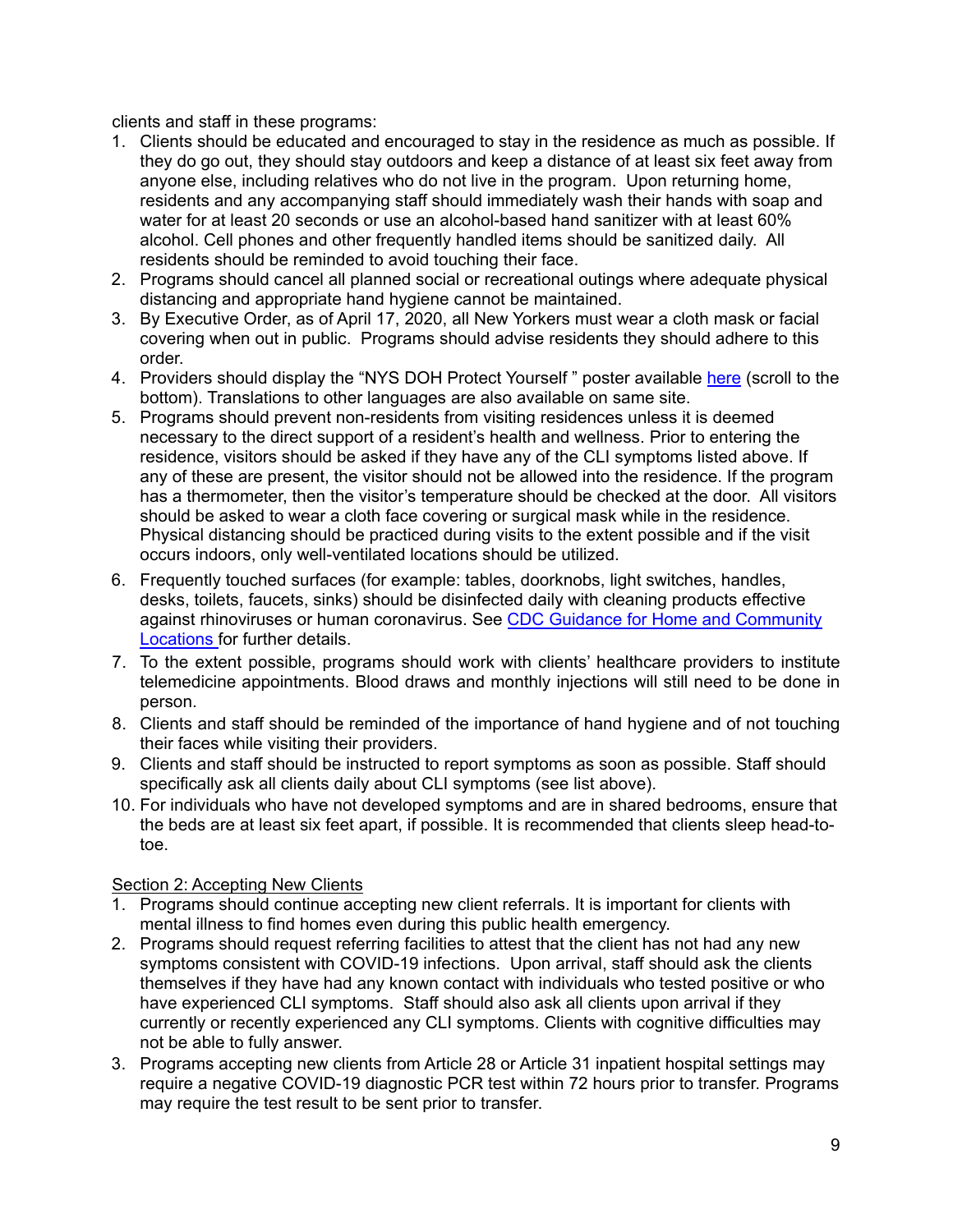clients and staff in these programs:

1. Clients should be educated and encouraged to stay in the residence as much as possible. If they do go out, they should stay outdoors and keep a distance of at least six feet away from anyone else, including relatives who do not live in the program. Upon returning home, residents and any accompanying staff should immediately wash their hands with soap and water for at least 20 seconds or use an alcohol-based hand sanitizer with at least 60% alcohol. Cell phones and other frequently handled items should be sanitized daily. All residents should be reminded to avoid touching their face.
2. Programs should cancel all planned social or recreational outings where adequate physical distancing and appropriate hand hygiene cannot be maintained.
3. By Executive Order, as of April 17, 2020, all New Yorkers must wear a cloth mask or facial covering when out in public. Programs should advise residents they should adhere to this order.
4. Providers should display the "NYS DOH Protect Yourself " poster available here (scroll to the bottom). Translations to other languages are also available on same site.
5. Programs should prevent non-residents from visiting residences unless it is deemed necessary to the direct support of a resident's health and wellness. Prior to entering the residence, visitors should be asked if they have any of the CLI symptoms listed above. If any of these are present, the visitor should not be allowed into the residence. If the program has a thermometer, then the visitor's temperature should be checked at the door. All visitors should be asked to wear a cloth face covering or surgical mask while in the residence. Physical distancing should be practiced during visits to the extent possible and if the visit occurs indoors, only well-ventilated locations should be utilized.
6. Frequently touched surfaces (for example: tables, doorknobs, light switches, handles, desks, toilets, faucets, sinks) should be disinfected daily with cleaning products effective against rhinoviruses or human coronavirus. See CDC Guidance for Home and Community Locations for further details.
7. To the extent possible, programs should work with clients' healthcare providers to institute telemedicine appointments. Blood draws and monthly injections will still need to be done in person.
8. Clients and staff should be reminded of the importance of hand hygiene and of not touching their faces while visiting their providers.
9. Clients and staff should be instructed to report symptoms as soon as possible. Staff should specifically ask all clients daily about CLI symptoms (see list above).
10. For individuals who have not developed symptoms and are in shared bedrooms, ensure that the beds are at least six feet apart, if possible. It is recommended that clients sleep head-to-toe.

Section 2: Accepting New Clients

1. Programs should continue accepting new client referrals. It is important for clients with mental illness to find homes even during this public health emergency.
2. Programs should request referring facilities to attest that the client has not had any new symptoms consistent with COVID-19 infections. Upon arrival, staff should ask the clients themselves if they have had any known contact with individuals who tested positive or who have experienced CLI symptoms. Staff should also ask all clients upon arrival if they currently or recently experienced any CLI symptoms. Clients with cognitive difficulties may not be able to fully answer.
3. Programs accepting new clients from Article 28 or Article 31 inpatient hospital settings may require a negative COVID-19 diagnostic PCR test within 72 hours prior to transfer. Programs may require the test result to be sent prior to transfer.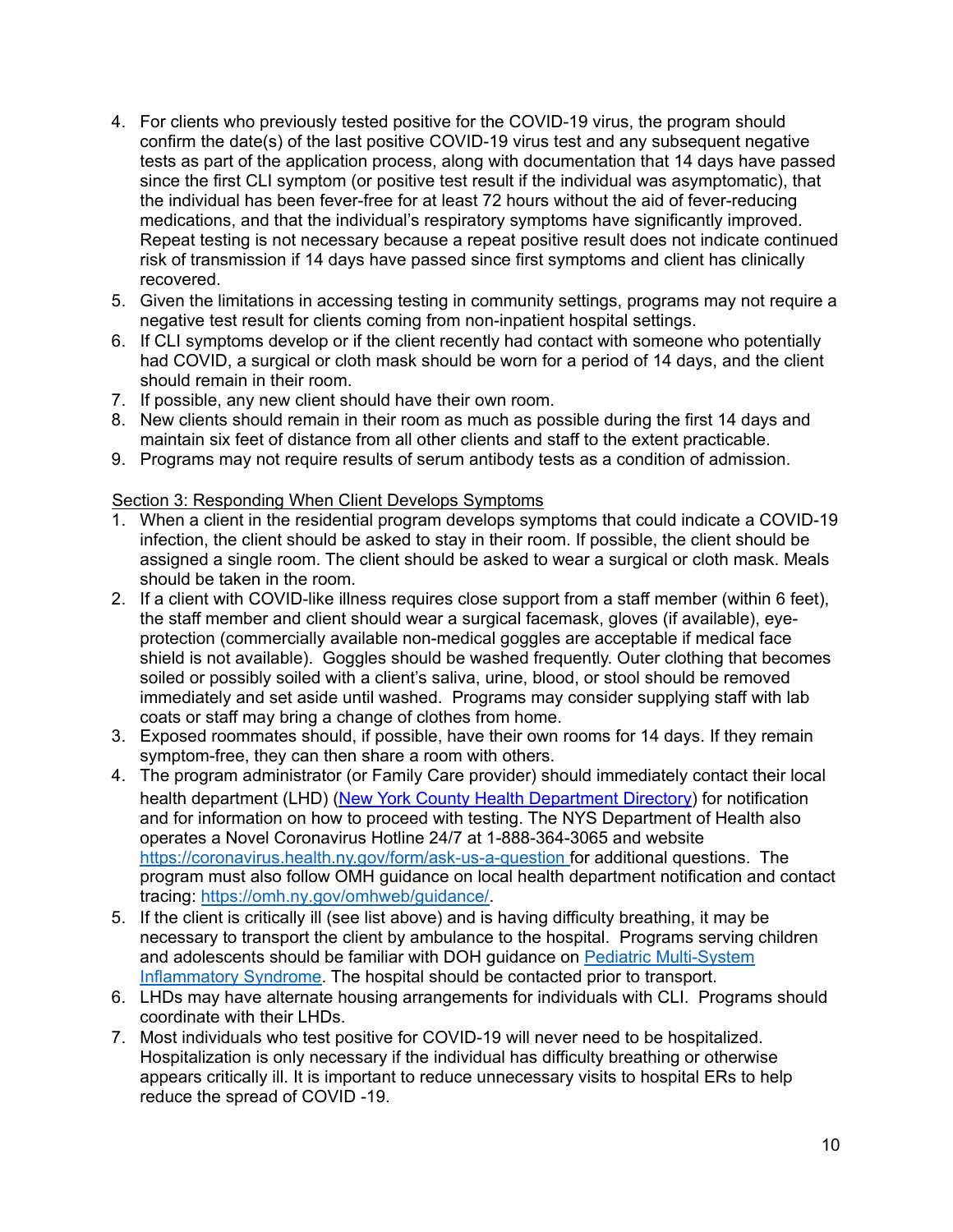4. For clients who previously tested positive for the COVID-19 virus, the program should confirm the date(s) of the last positive COVID-19 virus test and any subsequent negative tests as part of the application process, along with documentation that 14 days have passed since the first CLI symptom (or positive test result if the individual was asymptomatic), that the individual has been fever-free for at least 72 hours without the aid of fever-reducing medications, and that the individual's respiratory symptoms have significantly improved. Repeat testing is not necessary because a repeat positive result does not indicate continued risk of transmission if 14 days have passed since first symptoms and client has clinically recovered.
5. Given the limitations in accessing testing in community settings, programs may not require a negative test result for clients coming from non-inpatient hospital settings.
6. If CLI symptoms develop or if the client recently had contact with someone who potentially had COVID, a surgical or cloth mask should be worn for a period of 14 days, and the client should remain in their room.
7. If possible, any new client should have their own room.
8. New clients should remain in their room as much as possible during the first 14 days and maintain six feet of distance from all other clients and staff to the extent practicable.
9. Programs may not require results of serum antibody tests as a condition of admission.

Section 3: Responding When Client Develops Symptoms

1. When a client in the residential program develops symptoms that could indicate a COVID-19 infection, the client should be asked to stay in their room. If possible, the client should be assigned a single room. The client should be asked to wear a surgical or cloth mask. Meals should be taken in the room.
2. If a client with COVID-like illness requires close support from a staff member (within 6 feet), the staff member and client should wear a surgical facemask, gloves (if available), eye-protection (commercially available non-medical goggles are acceptable if medical face shield is not available). Goggles should be washed frequently. Outer clothing that becomes soiled or possibly soiled with a client's saliva, urine, blood, or stool should be removed immediately and set aside until washed. Programs may consider supplying staff with lab coats or staff may bring a change of clothes from home.
3. Exposed roommates should, if possible, have their own rooms for 14 days. If they remain symptom-free, they can then share a room with others.
4. The program administrator (or Family Care provider) should immediately contact their local health department (LHD) (New York County Health Department Directory) for notification and for information on how to proceed with testing. The NYS Department of Health also operates a Novel Coronavirus Hotline 24/7 at 1-888-364-3065 and website https://coronavirus.health.ny.gov/form/ask-us-a-question for additional questions. The program must also follow OMH guidance on local health department notification and contact tracing: https://omh.ny.gov/omhweb/guidance/.
5. If the client is critically ill (see list above) and is having difficulty breathing, it may be necessary to transport the client by ambulance to the hospital. Programs serving children and adolescents should be familiar with DOH guidance on Pediatric Multi-System Inflammatory Syndrome. The hospital should be contacted prior to transport.
6. LHDs may have alternate housing arrangements for individuals with CLI. Programs should coordinate with their LHDs.
7. Most individuals who test positive for COVID-19 will never need to be hospitalized. Hospitalization is only necessary if the individual has difficulty breathing or otherwise appears critically ill. It is important to reduce unnecessary visits to hospital ERs to help reduce the spread of COVID -19.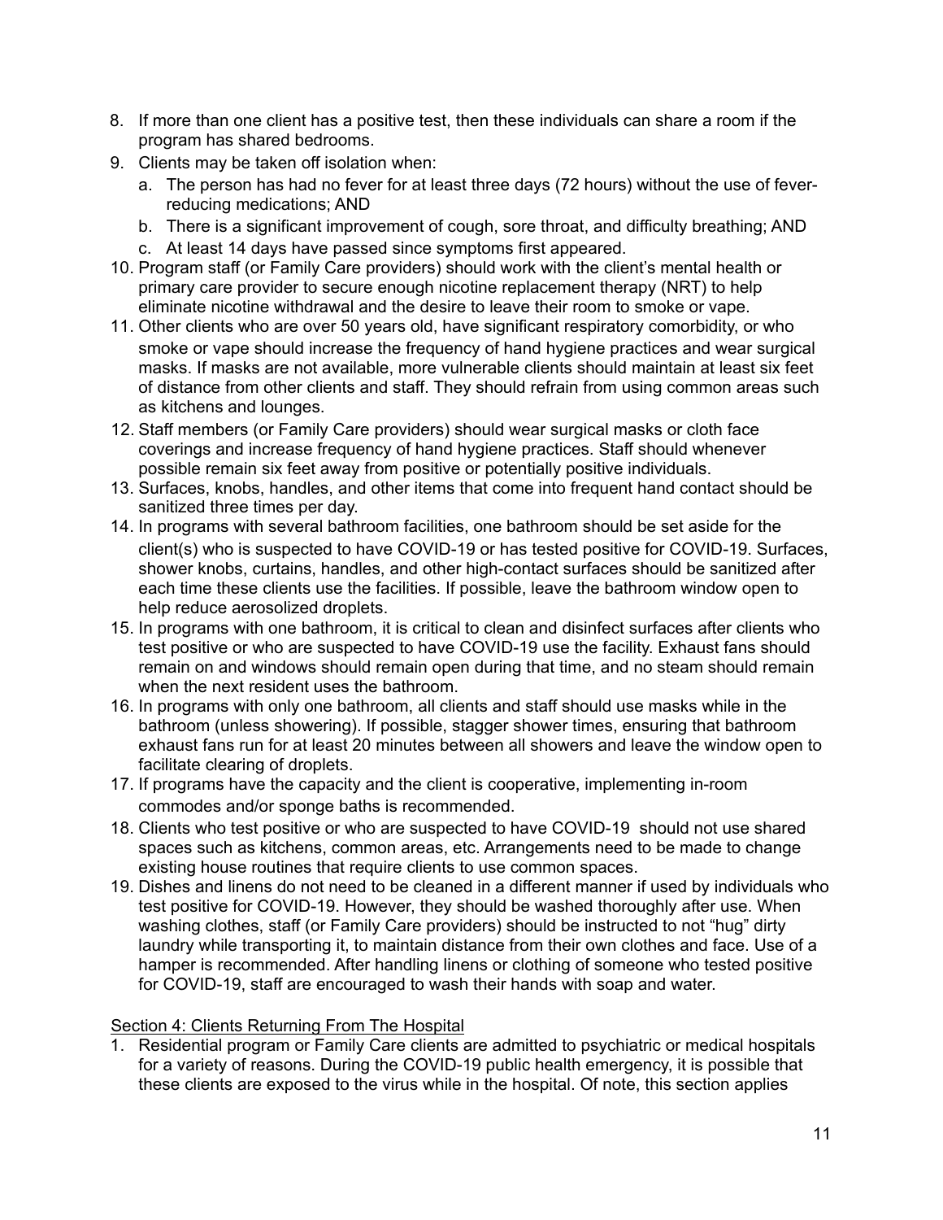8. If more than one client has a positive test, then these individuals can share a room if the program has shared bedrooms.
9. Clients may be taken off isolation when:
   a. The person has had no fever for at least three days (72 hours) without the use of fever-reducing medications; AND
   b. There is a significant improvement of cough, sore throat, and difficulty breathing; AND
   c. At least 14 days have passed since symptoms first appeared.
10. Program staff (or Family Care providers) should work with the client's mental health or primary care provider to secure enough nicotine replacement therapy (NRT) to help eliminate nicotine withdrawal and the desire to leave their room to smoke or vape.
11. Other clients who are over 50 years old, have significant respiratory comorbidity, or who smoke or vape should increase the frequency of hand hygiene practices and wear surgical masks. If masks are not available, more vulnerable clients should maintain at least six feet of distance from other clients and staff. They should refrain from using common areas such as kitchens and lounges.
12. Staff members (or Family Care providers) should wear surgical masks or cloth face coverings and increase frequency of hand hygiene practices. Staff should whenever possible remain six feet away from positive or potentially positive individuals.
13. Surfaces, knobs, handles, and other items that come into frequent hand contact should be sanitized three times per day.
14. In programs with several bathroom facilities, one bathroom should be set aside for the client(s) who is suspected to have COVID-19 or has tested positive for COVID-19. Surfaces, shower knobs, curtains, handles, and other high-contact surfaces should be sanitized after each time these clients use the facilities. If possible, leave the bathroom window open to help reduce aerosolized droplets.
15. In programs with one bathroom, it is critical to clean and disinfect surfaces after clients who test positive or who are suspected to have COVID-19 use the facility. Exhaust fans should remain on and windows should remain open during that time, and no steam should remain when the next resident uses the bathroom.
16. In programs with only one bathroom, all clients and staff should use masks while in the bathroom (unless showering). If possible, stagger shower times, ensuring that bathroom exhaust fans run for at least 20 minutes between all showers and leave the window open to facilitate clearing of droplets.
17. If programs have the capacity and the client is cooperative, implementing in-room commodes and/or sponge baths is recommended.
18. Clients who test positive or who are suspected to have COVID-19 should not use shared spaces such as kitchens, common areas, etc. Arrangements need to be made to change existing house routines that require clients to use common spaces.
19. Dishes and linens do not need to be cleaned in a different manner if used by individuals who test positive for COVID-19. However, they should be washed thoroughly after use. When washing clothes, staff (or Family Care providers) should be instructed to not "hug" dirty laundry while transporting it, to maintain distance from their own clothes and face. Use of a hamper is recommended. After handling linens or clothing of someone who tested positive for COVID-19, staff are encouraged to wash their hands with soap and water.

Section 4: Clients Returning From The Hospital

1. Residential program or Family Care clients are admitted to psychiatric or medical hospitals for a variety of reasons. During the COVID-19 public health emergency, it is possible that these clients are exposed to the virus while in the hospital. Of note, this section applies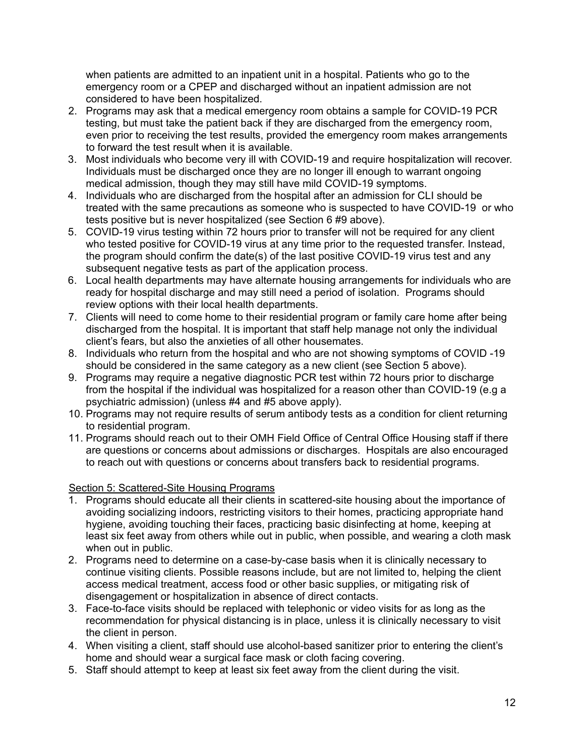when patients are admitted to an inpatient unit in a hospital. Patients who go to the emergency room or a CPEP and discharged without an inpatient admission are not considered to have been hospitalized.

2. Programs may ask that a medical emergency room obtains a sample for COVID-19 PCR testing, but must take the patient back if they are discharged from the emergency room, even prior to receiving the test results, provided the emergency room makes arrangements to forward the test result when it is available.
3. Most individuals who become very ill with COVID-19 and require hospitalization will recover. Individuals must be discharged once they are no longer ill enough to warrant ongoing medical admission, though they may still have mild COVID-19 symptoms.
4. Individuals who are discharged from the hospital after an admission for CLI should be treated with the same precautions as someone who is suspected to have COVID-19 or who tests positive but is never hospitalized (see Section 6 #9 above).
5. COVID-19 virus testing within 72 hours prior to transfer will not be required for any client who tested positive for COVID-19 virus at any time prior to the requested transfer. Instead, the program should confirm the date(s) of the last positive COVID-19 virus test and any subsequent negative tests as part of the application process.
6. Local health departments may have alternate housing arrangements for individuals who are ready for hospital discharge and may still need a period of isolation. Programs should review options with their local health departments.
7. Clients will need to come home to their residential program or family care home after being discharged from the hospital. It is important that staff help manage not only the individual client's fears, but also the anxieties of all other housemates.
8. Individuals who return from the hospital and who are not showing symptoms of COVID -19 should be considered in the same category as a new client (see Section 5 above).
9. Programs may require a negative diagnostic PCR test within 72 hours prior to discharge from the hospital if the individual was hospitalized for a reason other than COVID-19 (e.g a psychiatric admission) (unless #4 and #5 above apply).
10. Programs may not require results of serum antibody tests as a condition for client returning to residential program.
11. Programs should reach out to their OMH Field Office of Central Office Housing staff if there are questions or concerns about admissions or discharges. Hospitals are also encouraged to reach out with questions or concerns about transfers back to residential programs.

Section 5: Scattered-Site Housing Programs

1. Programs should educate all their clients in scattered-site housing about the importance of avoiding socializing indoors, restricting visitors to their homes, practicing appropriate hand hygiene, avoiding touching their faces, practicing basic disinfecting at home, keeping at least six feet away from others while out in public, when possible, and wearing a cloth mask when out in public.
2. Programs need to determine on a case-by-case basis when it is clinically necessary to continue visiting clients. Possible reasons include, but are not limited to, helping the client access medical treatment, access food or other basic supplies, or mitigating risk of disengagement or hospitalization in absence of direct contacts.
3. Face-to-face visits should be replaced with telephonic or video visits for as long as the recommendation for physical distancing is in place, unless it is clinically necessary to visit the client in person.
4. When visiting a client, staff should use alcohol-based sanitizer prior to entering the client's home and should wear a surgical face mask or cloth facing covering.
5. Staff should attempt to keep at least six feet away from the client during the visit.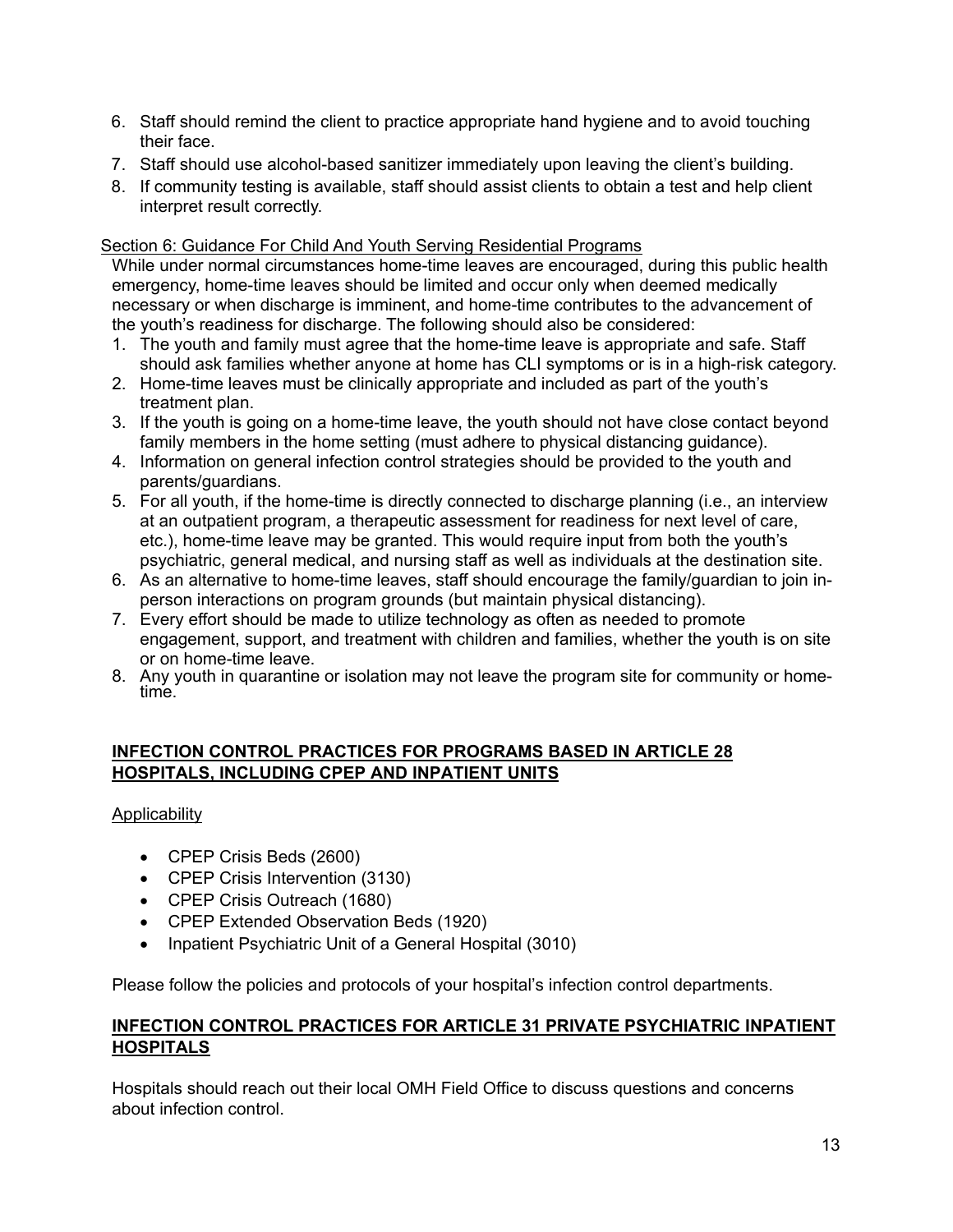6. Staff should remind the client to practice appropriate hand hygiene and to avoid touching their face.
7. Staff should use alcohol-based sanitizer immediately upon leaving the client's building.
8. If community testing is available, staff should assist clients to obtain a test and help client interpret result correctly.

Section 6: Guidance For Child And Youth Serving Residential Programs

While under normal circumstances home-time leaves are encouraged, during this public health emergency, home-time leaves should be limited and occur only when deemed medically necessary or when discharge is imminent, and home-time contributes to the advancement of the youth's readiness for discharge. The following should also be considered:

1. The youth and family must agree that the home-time leave is appropriate and safe. Staff should ask families whether anyone at home has CLI symptoms or is in a high-risk category.
2. Home-time leaves must be clinically appropriate and included as part of the youth's treatment plan.
3. If the youth is going on a home-time leave, the youth should not have close contact beyond family members in the home setting (must adhere to physical distancing guidance).
4. Information on general infection control strategies should be provided to the youth and parents/guardians.
5. For all youth, if the home-time is directly connected to discharge planning (i.e., an interview at an outpatient program, a therapeutic assessment for readiness for next level of care, etc.), home-time leave may be granted. This would require input from both the youth's psychiatric, general medical, and nursing staff as well as individuals at the destination site.
6. As an alternative to home-time leaves, staff should encourage the family/guardian to join in-person interactions on program grounds (but maintain physical distancing).
7. Every effort should be made to utilize technology as often as needed to promote engagement, support, and treatment with children and families, whether the youth is on site or on home-time leave.
8. Any youth in quarantine or isolation may not leave the program site for community or home-time.

## INFECTION CONTROL PRACTICES FOR PROGRAMS BASED IN ARTICLE 28 HOSPITALS, INCLUDING CPEP AND INPATIENT UNITS

Applicability

- CPEP Crisis Beds (2600)
- CPEP Crisis Intervention (3130)
- CPEP Crisis Outreach (1680)
- CPEP Extended Observation Beds (1920)
- Inpatient Psychiatric Unit of a General Hospital (3010)

Please follow the policies and protocols of your hospital's infection control departments.

## INFECTION CONTROL PRACTICES FOR ARTICLE 31 PRIVATE PSYCHIATRIC INPATIENT HOSPITALS

Hospitals should reach out their local OMH Field Office to discuss questions and concerns about infection control.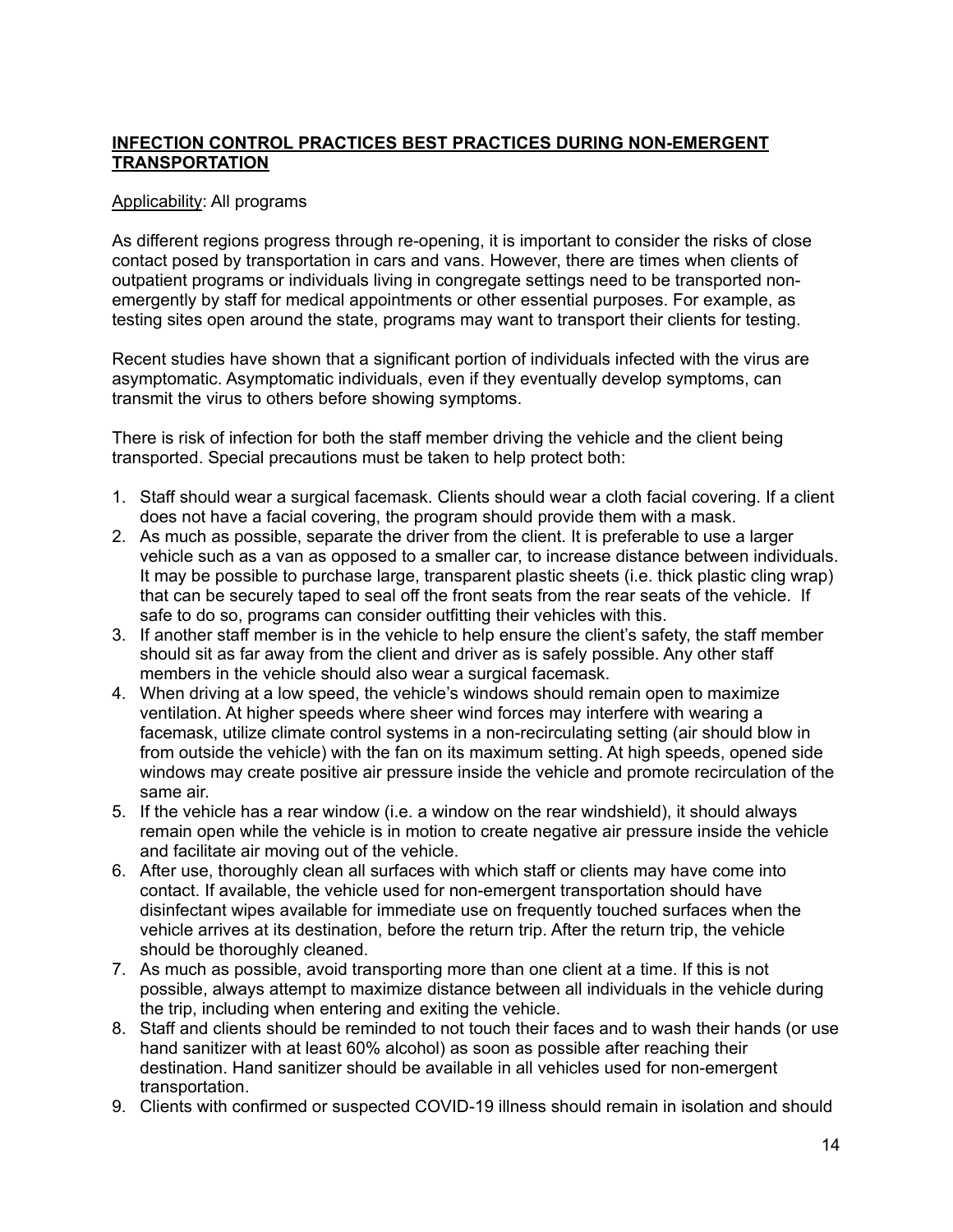## **INFECTION CONTROL PRACTICES BEST PRACTICES DURING NON-EMERGENT TRANSPORTATION**

Applicability: All programs

As different regions progress through re-opening, it is important to consider the risks of close contact posed by transportation in cars and vans. However, there are times when clients of outpatient programs or individuals living in congregate settings need to be transported non-emergently by staff for medical appointments or other essential purposes. For example, as testing sites open around the state, programs may want to transport their clients for testing.

Recent studies have shown that a significant portion of individuals infected with the virus are asymptomatic. Asymptomatic individuals, even if they eventually develop symptoms, can transmit the virus to others before showing symptoms.

There is risk of infection for both the staff member driving the vehicle and the client being transported. Special precautions must be taken to help protect both:

1. Staff should wear a surgical facemask. Clients should wear a cloth facial covering. If a client does not have a facial covering, the program should provide them with a mask.
2. As much as possible, separate the driver from the client. It is preferable to use a larger vehicle such as a van as opposed to a smaller car, to increase distance between individuals. It may be possible to purchase large, transparent plastic sheets (i.e. thick plastic cling wrap) that can be securely taped to seal off the front seats from the rear seats of the vehicle. If safe to do so, programs can consider outfitting their vehicles with this.
3. If another staff member is in the vehicle to help ensure the client's safety, the staff member should sit as far away from the client and driver as is safely possible. Any other staff members in the vehicle should also wear a surgical facemask.
4. When driving at a low speed, the vehicle's windows should remain open to maximize ventilation. At higher speeds where sheer wind forces may interfere with wearing a facemask, utilize climate control systems in a non-recirculating setting (air should blow in from outside the vehicle) with the fan on its maximum setting. At high speeds, opened side windows may create positive air pressure inside the vehicle and promote recirculation of the same air.
5. If the vehicle has a rear window (i.e. a window on the rear windshield), it should always remain open while the vehicle is in motion to create negative air pressure inside the vehicle and facilitate air moving out of the vehicle.
6. After use, thoroughly clean all surfaces with which staff or clients may have come into contact. If available, the vehicle used for non-emergent transportation should have disinfectant wipes available for immediate use on frequently touched surfaces when the vehicle arrives at its destination, before the return trip. After the return trip, the vehicle should be thoroughly cleaned.
7. As much as possible, avoid transporting more than one client at a time. If this is not possible, always attempt to maximize distance between all individuals in the vehicle during the trip, including when entering and exiting the vehicle.
8. Staff and clients should be reminded to not touch their faces and to wash their hands (or use hand sanitizer with at least 60% alcohol) as soon as possible after reaching their destination. Hand sanitizer should be available in all vehicles used for non-emergent transportation.
9. Clients with confirmed or suspected COVID-19 illness should remain in isolation and should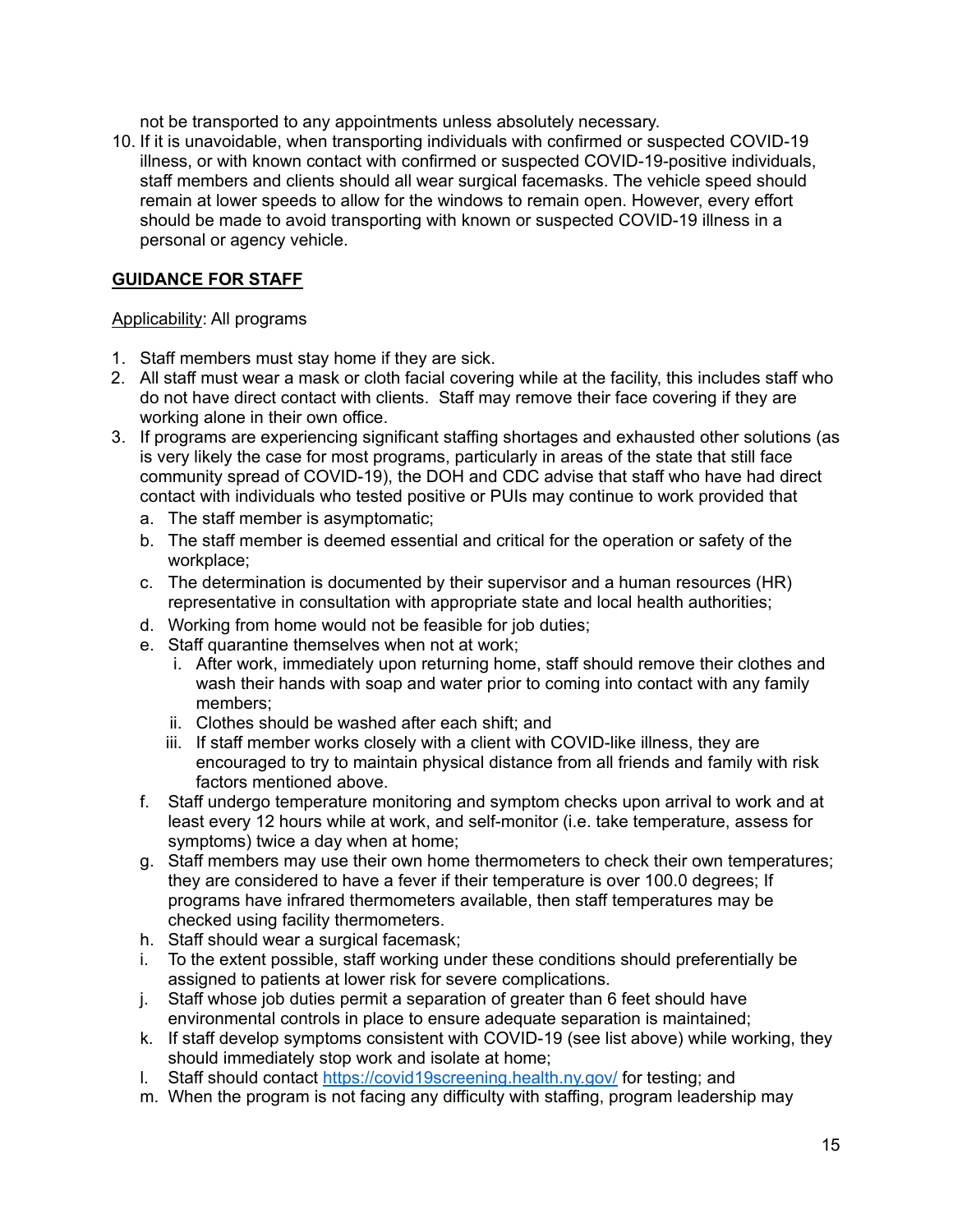not be transported to any appointments unless absolutely necessary.

10. If it is unavoidable, when transporting individuals with confirmed or suspected COVID-19 illness, or with known contact with confirmed or suspected COVID-19-positive individuals, staff members and clients should all wear surgical facemasks. The vehicle speed should remain at lower speeds to allow for the windows to remain open. However, every effort should be made to avoid transporting with known or suspected COVID-19 illness in a personal or agency vehicle.

## GUIDANCE FOR STAFF

Applicability: All programs

1. Staff members must stay home if they are sick.
2. All staff must wear a mask or cloth facial covering while at the facility, this includes staff who do not have direct contact with clients. Staff may remove their face covering if they are working alone in their own office.
3. If programs are experiencing significant staffing shortages and exhausted other solutions (as is very likely the case for most programs, particularly in areas of the state that still face community spread of COVID-19), the DOH and CDC advise that staff who have had direct contact with individuals who tested positive or PUIs may continue to work provided that
   a. The staff member is asymptomatic;
   b. The staff member is deemed essential and critical for the operation or safety of the workplace;
   c. The determination is documented by their supervisor and a human resources (HR) representative in consultation with appropriate state and local health authorities;
   d. Working from home would not be feasible for job duties;
   e. Staff quarantine themselves when not at work;
      i. After work, immediately upon returning home, staff should remove their clothes and wash their hands with soap and water prior to coming into contact with any family members;
      ii. Clothes should be washed after each shift; and
      iii. If staff member works closely with a client with COVID-like illness, they are encouraged to try to maintain physical distance from all friends and family with risk factors mentioned above.
   f. Staff undergo temperature monitoring and symptom checks upon arrival to work and at least every 12 hours while at work, and self-monitor (i.e. take temperature, assess for symptoms) twice a day when at home;
   g. Staff members may use their own home thermometers to check their own temperatures; they are considered to have a fever if their temperature is over 100.0 degrees; If programs have infrared thermometers available, then staff temperatures may be checked using facility thermometers.
   h. Staff should wear a surgical facemask;
   i. To the extent possible, staff working under these conditions should preferentially be assigned to patients at lower risk for severe complications.
   j. Staff whose job duties permit a separation of greater than 6 feet should have environmental controls in place to ensure adequate separation is maintained;
   k. If staff develop symptoms consistent with COVID-19 (see list above) while working, they should immediately stop work and isolate at home;
   l. Staff should contact [https://covid19screening.health.ny.gov/](https://covid19screening.health.ny.gov/) for testing; and
   m. When the program is not facing any difficulty with staffing, program leadership may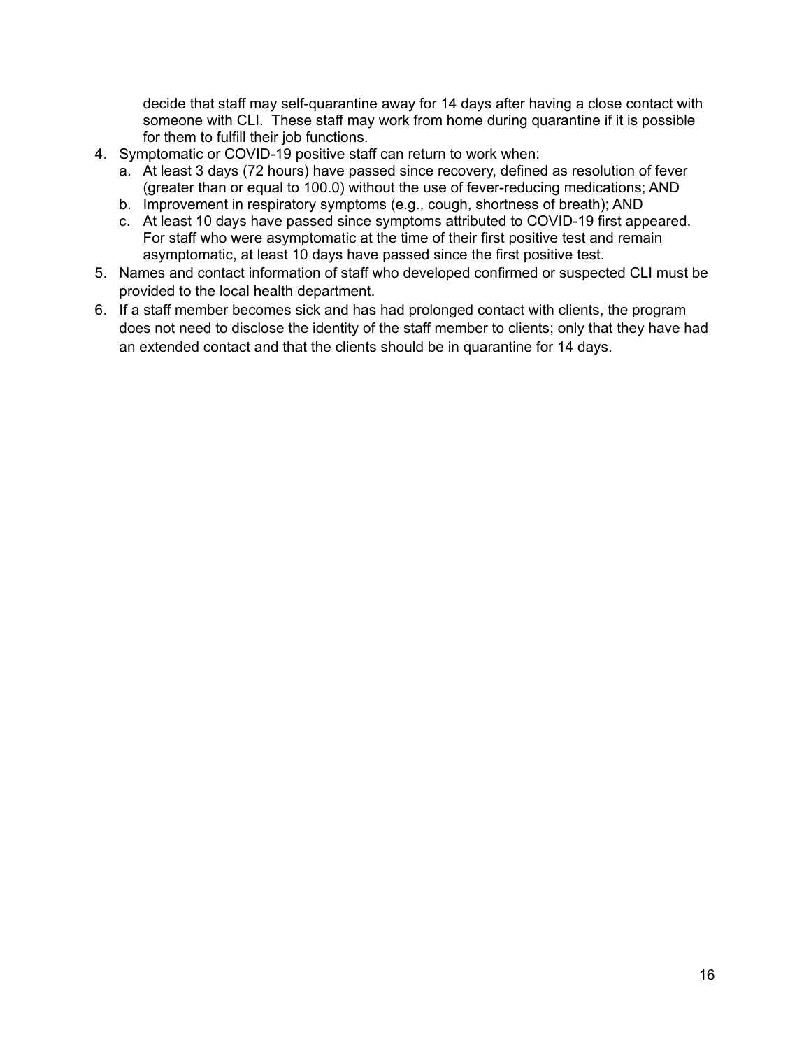decide that staff may self-quarantine away for 14 days after having a close contact with someone with CLI. These staff may work from home during quarantine if it is possible for them to fulfill their job functions.

4. Symptomatic or COVID-19 positive staff can return to work when:
   a. At least 3 days (72 hours) have passed since recovery, defined as resolution of fever (greater than or equal to 100.0) without the use of fever-reducing medications; AND
   b. Improvement in respiratory symptoms (e.g., cough, shortness of breath); AND
   c. At least 10 days have passed since symptoms attributed to COVID-19 first appeared. For staff who were asymptomatic at the time of their first positive test and remain asymptomatic, at least 10 days have passed since the first positive test.
5. Names and contact information of staff who developed confirmed or suspected CLI must be provided to the local health department.
6. If a staff member becomes sick and has had prolonged contact with clients, the program does not need to disclose the identity of the staff member to clients; only that they have had an extended contact and that the clients should be in quarantine for 14 days.